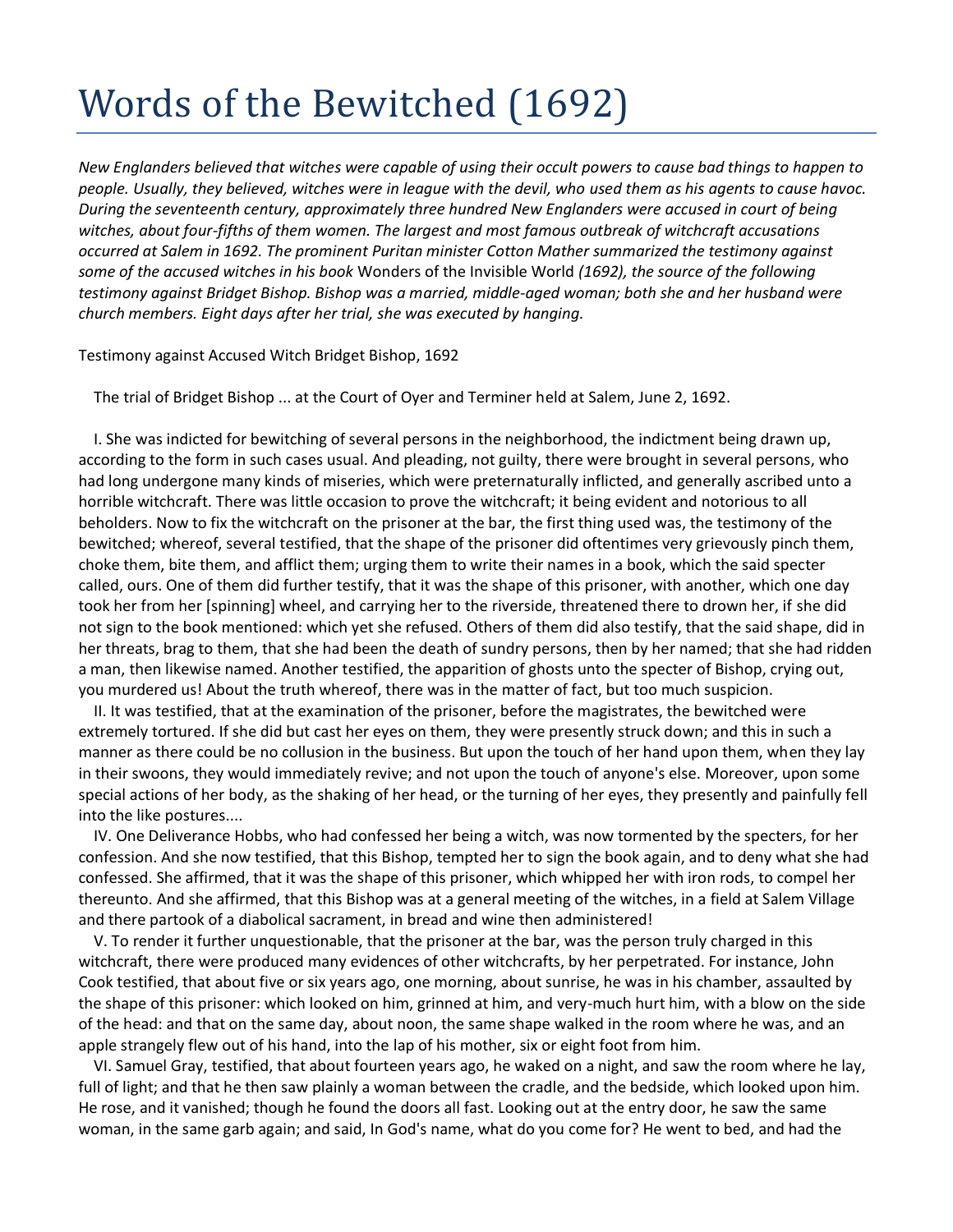# Words of the Bewitched (1692)

*New Englanders believed that witches were capable of using their occult powers to cause bad things to happen to people. Usually, they believed, witches were in league with the devil, who used them as his agents to cause havoc. During the seventeenth century, approximately three hundred New Englanders were accused in court of being witches, about four-fifths of them women. The largest and most famous outbreak of witchcraft accusations occurred at Salem in 1692. The prominent Puritan minister Cotton Mather summarized the testimony against some of the accused witches in his book* Wonders of the Invisible World *(1692), the source of the following testimony against Bridget Bishop. Bishop was a married, middle-aged woman; both she and her husband were church members. Eight days after her trial, she was executed by hanging.*

Testimony against Accused Witch Bridget Bishop, 1692

The trial of Bridget Bishop ... at the Court of Oyer and Terminer held at Salem, June 2, 1692.

I. She was indicted for bewitching of several persons in the neighborhood, the indictment being drawn up, according to the form in such cases usual. And pleading, not guilty, there were brought in several persons, who had long undergone many kinds of miseries, which were preternaturally inflicted, and generally ascribed unto a horrible witchcraft. There was little occasion to prove the witchcraft; it being evident and notorious to all beholders. Now to fix the witchcraft on the prisoner at the bar, the first thing used was, the testimony of the bewitched; whereof, several testified, that the shape of the prisoner did oftentimes very grievously pinch them, choke them, bite them, and afflict them; urging them to write their names in a book, which the said specter called, ours. One of them did further testify, that it was the shape of this prisoner, with another, which one day took her from her [spinning] wheel, and carrying her to the riverside, threatened there to drown her, if she did not sign to the book mentioned: which yet she refused. Others of them did also testify, that the said shape, did in her threats, brag to them, that she had been the death of sundry persons, then by her named; that she had ridden a man, then likewise named. Another testified, the apparition of ghosts unto the specter of Bishop, crying out, you murdered us! About the truth whereof, there was in the matter of fact, but too much suspicion.

II. It was testified, that at the examination of the prisoner, before the magistrates, the bewitched were extremely tortured. If she did but cast her eyes on them, they were presently struck down; and this in such a manner as there could be no collusion in the business. But upon the touch of her hand upon them, when they lay in their swoons, they would immediately revive; and not upon the touch of anyone's else. Moreover, upon some special actions of her body, as the shaking of her head, or the turning of her eyes, they presently and painfully fell into the like postures....

IV. One Deliverance Hobbs, who had confessed her being a witch, was now tormented by the specters, for her confession. And she now testified, that this Bishop, tempted her to sign the book again, and to deny what she had confessed. She affirmed, that it was the shape of this prisoner, which whipped her with iron rods, to compel her thereunto. And she affirmed, that this Bishop was at a general meeting of the witches, in a field at Salem Village and there partook of a diabolical sacrament, in bread and wine then administered!

V. To render it further unquestionable, that the prisoner at the bar, was the person truly charged in this witchcraft, there were produced many evidences of other witchcrafts, by her perpetrated. For instance, John Cook testified, that about five or six years ago, one morning, about sunrise, he was in his chamber, assaulted by the shape of this prisoner: which looked on him, grinned at him, and very-much hurt him, with a blow on the side of the head: and that on the same day, about noon, the same shape walked in the room where he was, and an apple strangely flew out of his hand, into the lap of his mother, six or eight foot from him.

VI. Samuel Gray, testified, that about fourteen years ago, he waked on a night, and saw the room where he lay, full of light; and that he then saw plainly a woman between the cradle, and the bedside, which looked upon him. He rose, and it vanished; though he found the doors all fast. Looking out at the entry door, he saw the same woman, in the same garb again; and said, In God's name, what do you come for? He went to bed, and had the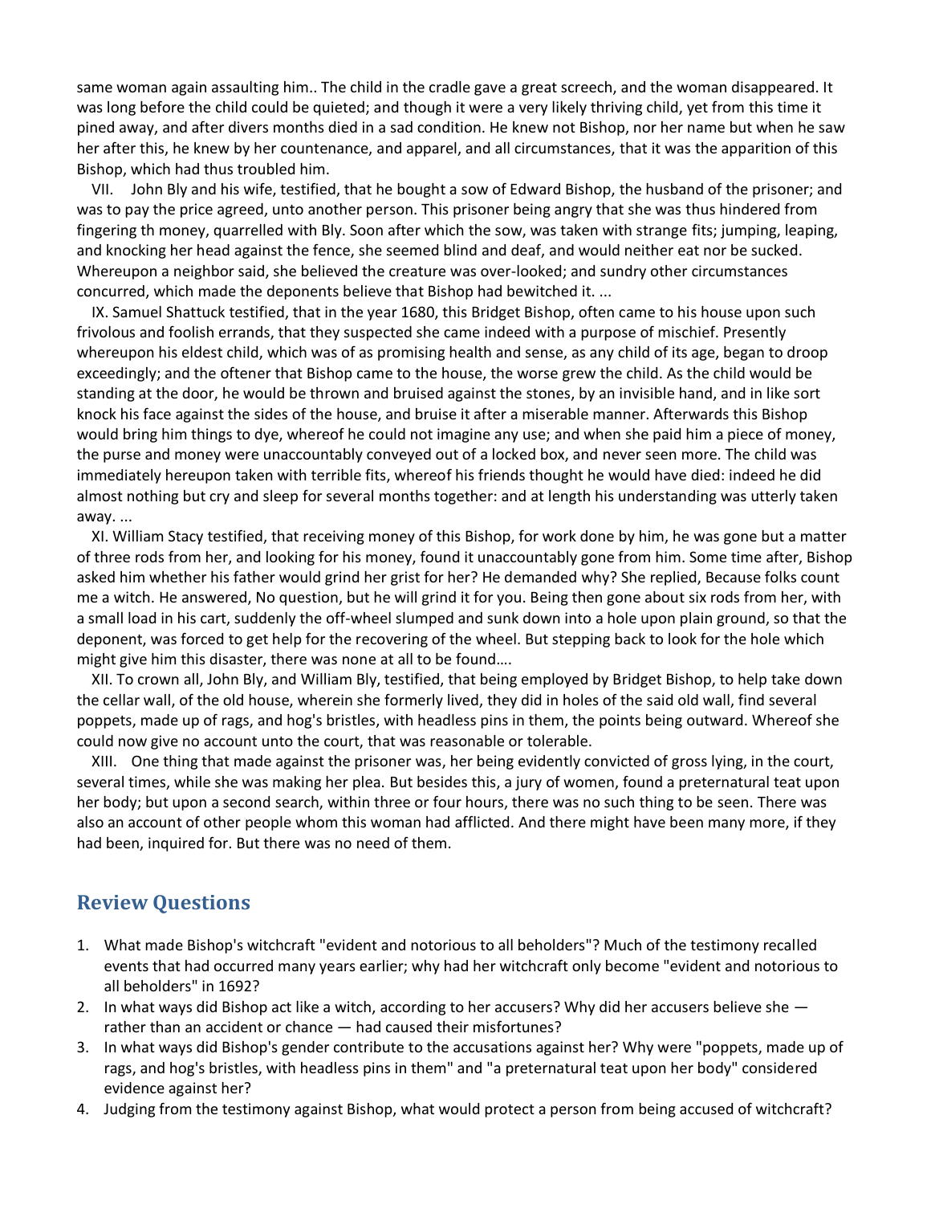same woman again assaulting him.. The child in the cradle gave a great screech, and the woman disappeared. It was long before the child could be quieted; and though it were a very likely thriving child, yet from this time it pined away, and after divers months died in a sad condition. He knew not Bishop, nor her name but when he saw her after this, he knew by her countenance, and apparel, and all circumstances, that it was the apparition of this Bishop, which had thus troubled him.

VII. John Bly and his wife, testified, that he bought a sow of Edward Bishop, the husband of the prisoner; and was to pay the price agreed, unto another person. This prisoner being angry that she was thus hindered from fingering th money, quarrelled with Bly. Soon after which the sow, was taken with strange fits; jumping, leaping, and knocking her head against the fence, she seemed blind and deaf, and would neither eat nor be sucked. Whereupon a neighbor said, she believed the creature was over-looked; and sundry other circumstances concurred, which made the deponents believe that Bishop had bewitched it. ...

IX. Samuel Shattuck testified, that in the year 1680, this Bridget Bishop, often came to his house upon such frivolous and foolish errands, that they suspected she came indeed with a purpose of mischief. Presently whereupon his eldest child, which was of as promising health and sense, as any child of its age, began to droop exceedingly; and the oftener that Bishop came to the house, the worse grew the child. As the child would be standing at the door, he would be thrown and bruised against the stones, by an invisible hand, and in like sort knock his face against the sides of the house, and bruise it after a miserable manner. Afterwards this Bishop would bring him things to dye, whereof he could not imagine any use; and when she paid him a piece of money, the purse and money were unaccountably conveyed out of a locked box, and never seen more. The child was immediately hereupon taken with terrible fits, whereof his friends thought he would have died: indeed he did almost nothing but cry and sleep for several months together: and at length his understanding was utterly taken away. ...

XI. William Stacy testified, that receiving money of this Bishop, for work done by him, he was gone but a matter of three rods from her, and looking for his money, found it unaccountably gone from him. Some time after, Bishop asked him whether his father would grind her grist for her? He demanded why? She replied, Because folks count me a witch. He answered, No question, but he will grind it for you. Being then gone about six rods from her, with a small load in his cart, suddenly the off-wheel slumped and sunk down into a hole upon plain ground, so that the deponent, was forced to get help for the recovering of the wheel. But stepping back to look for the hole which might give him this disaster, there was none at all to be found….

XII. To crown all, John Bly, and William Bly, testified, that being employed by Bridget Bishop, to help take down the cellar wall, of the old house, wherein she formerly lived, they did in holes of the said old wall, find several poppets, made up of rags, and hog's bristles, with headless pins in them, the points being outward. Whereof she could now give no account unto the court, that was reasonable or tolerable.

XIII. One thing that made against the prisoner was, her being evidently convicted of gross lying, in the court, several times, while she was making her plea. But besides this, a jury of women, found a preternatural teat upon her body; but upon a second search, within three or four hours, there was no such thing to be seen. There was also an account of other people whom this woman had afflicted. And there might have been many more, if they had been, inquired for. But there was no need of them.

## Review Questions

1. What made Bishop's witchcraft "evident and notorious to all beholders"? Much of the testimony recalled events that had occurred many years earlier; why had her witchcraft only become "evident and notorious to all beholders" in 1692?
2. In what ways did Bishop act like a witch, according to her accusers? Why did her accusers believe she — rather than an accident or chance — had caused their misfortunes?
3. In what ways did Bishop's gender contribute to the accusations against her? Why were "poppets, made up of rags, and hog's bristles, with headless pins in them" and "a preternatural teat upon her body" considered evidence against her?
4. Judging from the testimony against Bishop, what would protect a person from being accused of witchcraft?